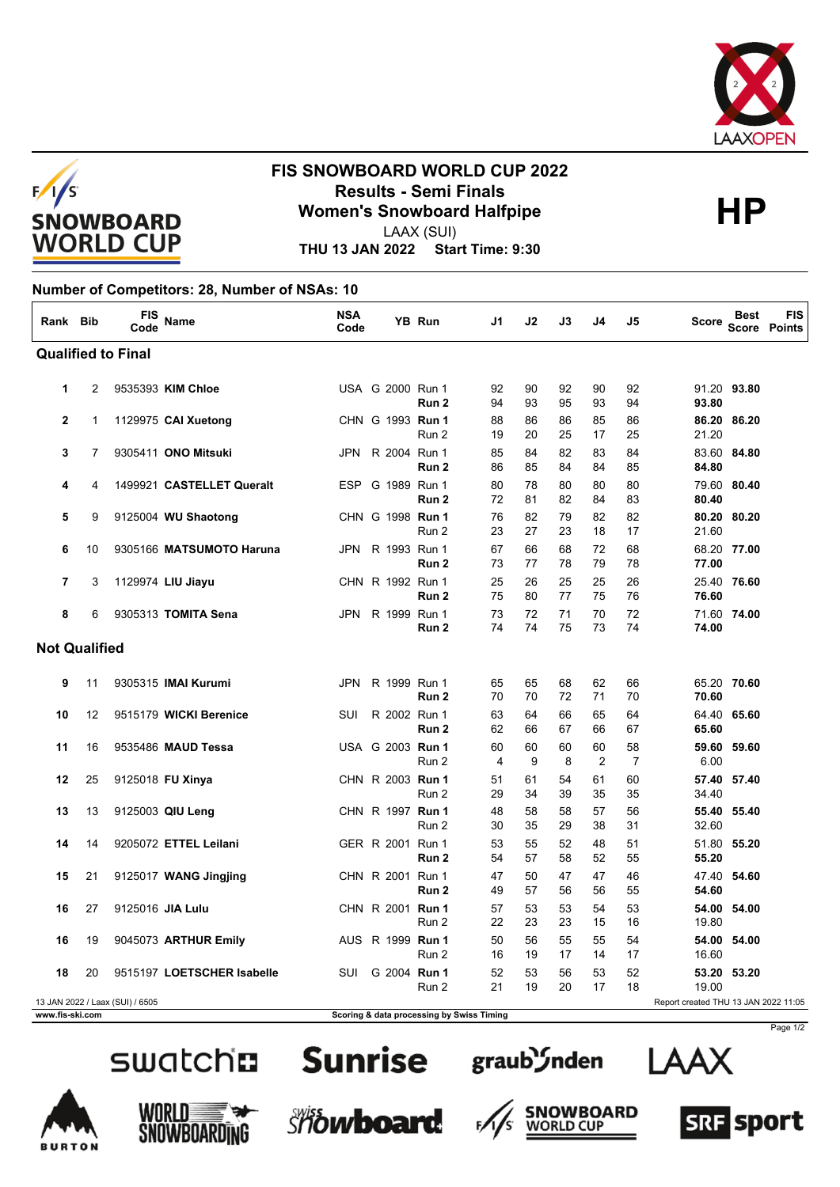# FIS SNOWBOARD WORLD CUP 2022

## Results - Semi Finals

## Women's Snowboard Halfpipe

LAAX (SUI)

**THU 13 JAN 2022 Start Time: 9:30**

**HP**

**Number of Competitors: 28, Number of NSAs: 10**

| Rank | Bib | FIS Code | Name | NSA Code | | YB | Run | J1 | J2 | J3 | J4 | J5 | Score | Best Score | FIS Points |
|---|---|---|---|---|---|---|---|---|---|---|---|---|---|---|---|
| **Qualified to Final** | | | | | | | | | | | | | | | |
| **1** | 2 | 9535393 | **KIM Chloe** | USA | G | 2000 | Run 1 | 92 | 90 | 92 | 90 | 92 | 91.20 | **93.80** | |
| | | | | | | | **Run 2** | 94 | 93 | 95 | 93 | 94 | **93.80** | | |
| **2** | 1 | 1129975 | **CAI Xuetong** | CHN | G | 1993 | **Run 1** | 88 | 86 | 86 | 85 | 86 | **86.20** | **86.20** | |
| | | | | | | | Run 2 | 19 | 20 | 25 | 17 | 25 | 21.20 | | |
| **3** | 7 | 9305411 | **ONO Mitsuki** | JPN | R | 2004 | Run 1 | 85 | 84 | 82 | 83 | 84 | 83.60 | **84.80** | |
| | | | | | | | **Run 2** | 86 | 85 | 84 | 84 | 85 | **84.80** | | |
| **4** | 4 | 1499921 | **CASTELLET Queralt** | ESP | G | 1989 | Run 1 | 80 | 78 | 80 | 80 | 80 | 79.60 | **80.40** | |
| | | | | | | | **Run 2** | 72 | 81 | 82 | 84 | 83 | **80.40** | | |
| **5** | 9 | 9125004 | **WU Shaotong** | CHN | G | 1998 | **Run 1** | 76 | 82 | 79 | 82 | 82 | **80.20** | **80.20** | |
| | | | | | | | Run 2 | 23 | 27 | 23 | 18 | 17 | 21.60 | | |
| **6** | 10 | 9305166 | **MATSUMOTO Haruna** | JPN | R | 1993 | Run 1 | 67 | 66 | 68 | 72 | 68 | 68.20 | **77.00** | |
| | | | | | | | **Run 2** | 73 | 77 | 78 | 79 | 78 | **77.00** | | |
| **7** | 3 | 1129974 | **LIU Jiayu** | CHN | R | 1992 | Run 1 | 25 | 26 | 25 | 25 | 26 | 25.40 | **76.60** | |
| | | | | | | | **Run 2** | 75 | 80 | 77 | 75 | 76 | **76.60** | | |
| **8** | 6 | 9305313 | **TOMITA Sena** | JPN | R | 1999 | Run 1 | 73 | 72 | 71 | 70 | 72 | 71.60 | **74.00** | |
| | | | | | | | **Run 2** | 74 | 74 | 75 | 73 | 74 | **74.00** | | |
| **Not Qualified** | | | | | | | | | | | | | | | |
| **9** | 11 | 9305315 | **IMAI Kurumi** | JPN | R | 1999 | Run 1 | 65 | 65 | 68 | 62 | 66 | 65.20 | **70.60** | |
| | | | | | | | **Run 2** | 70 | 70 | 72 | 71 | 70 | **70.60** | | |
| **10** | 12 | 9515179 | **WICKI Berenice** | SUI | R | 2002 | Run 1 | 63 | 64 | 66 | 65 | 64 | 64.40 | **65.60** | |
| | | | | | | | **Run 2** | 62 | 66 | 67 | 66 | 67 | **65.60** | | |
| **11** | 16 | 9535486 | **MAUD Tessa** | USA | G | 2003 | **Run 1** | 60 | 60 | 60 | 60 | 58 | **59.60** | **59.60** | |
| | | | | | | | Run 2 | 4 | 9 | 8 | 2 | 7 | 6.00 | | |
| **12** | 25 | 9125018 | **FU Xinya** | CHN | R | 2003 | **Run 1** | 51 | 61 | 54 | 61 | 60 | **57.40** | **57.40** | |
| | | | | | | | Run 2 | 29 | 34 | 39 | 35 | 35 | 34.40 | | |
| **13** | 13 | 9125003 | **QIU Leng** | CHN | R | 1997 | **Run 1** | 48 | 58 | 58 | 57 | 56 | **55.40** | **55.40** | |
| | | | | | | | Run 2 | 30 | 35 | 29 | 38 | 31 | 32.60 | | |
| **14** | 14 | 9205072 | **ETTEL Leilani** | GER | R | 2001 | Run 1 | 53 | 55 | 52 | 48 | 51 | 51.80 | **55.20** | |
| | | | | | | | **Run 2** | 54 | 57 | 58 | 52 | 55 | **55.20** | | |
| **15** | 21 | 9125017 | **WANG Jingjing** | CHN | R | 2001 | Run 1 | 47 | 50 | 47 | 47 | 46 | 47.40 | **54.60** | |
| | | | | | | | **Run 2** | 49 | 57 | 56 | 56 | 55 | **54.60** | | |
| **16** | 27 | 9125016 | **JIA Lulu** | CHN | R | 2001 | **Run 1** | 57 | 53 | 53 | 54 | 53 | **54.00** | **54.00** | |
| | | | | | | | Run 2 | 22 | 23 | 23 | 15 | 16 | 19.80 | | |
| **16** | 19 | 9045073 | **ARTHUR Emily** | AUS | R | 1999 | **Run 1** | 50 | 56 | 55 | 55 | 54 | **54.00** | **54.00** | |
| | | | | | | | Run 2 | 16 | 19 | 17 | 14 | 17 | 16.60 | | |
| **18** | 20 | 9515197 | **LOETSCHER Isabelle** | SUI | G | 2004 | **Run 1** | 52 | 53 | 56 | 53 | 52 | **53.20** | **53.20** | |
| | | | | | | | Run 2 | 21 | 19 | 20 | 17 | 18 | 19.00 | | |

13 JAN 2022 / Laax (SUI) / 6505

Report created THU 13 JAN 2022 11:05

www.fis-ski.com

Scoring & data processing by Swiss Timing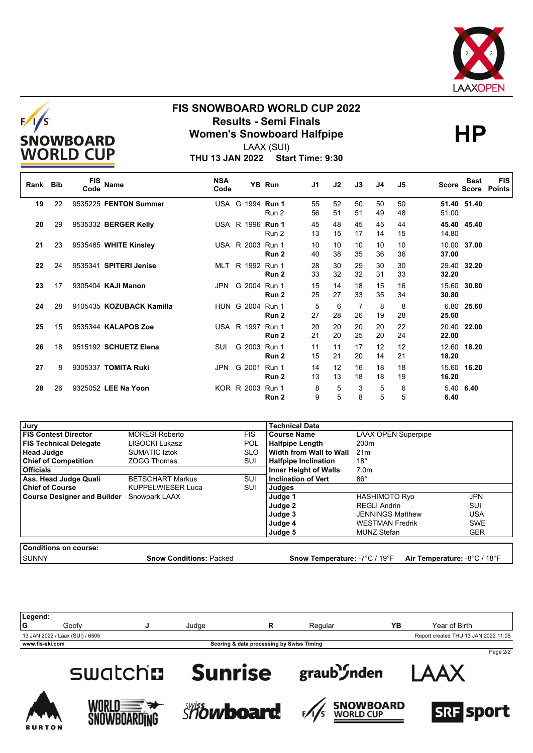# FIS SNOWBOARD WORLD CUP 2022

## Results - Semi Finals

## Women's Snowboard Halfpipe

**HP**

LAAX (SUI)

**THU 13 JAN 2022 Start Time: 9:30**

| Rank | Bib | FIS Code | Name | NSA Code | | YB | Run | J1 | J2 | J3 | J4 | J5 | Score | Best Score | FIS Points |
|---|---|---|---|---|---|---|---|---|---|---|---|---|---|---|---|
| 19 | 22 | 9535225 | **FENTON Summer** | USA | G | 1994 | **Run 1** | 55 | 52 | 50 | 50 | 50 | **51.40** | **51.40** | |
| | | | | | | | Run 2 | 56 | 51 | 51 | 49 | 48 | 51.00 | | |
| 20 | 29 | 9535332 | **BERGER Kelly** | USA | R | 1996 | **Run 1** | 45 | 48 | 45 | 45 | 44 | **45.40** | **45.40** | |
| | | | | | | | Run 2 | 13 | 15 | 17 | 14 | 15 | 14.80 | | |
| 21 | 23 | 9535485 | **WHITE Kinsley** | USA | R | 2003 | Run 1 | 10 | 10 | 10 | 10 | 10 | 10.00 | **37.00** | |
| | | | | | | | **Run 2** | 40 | 38 | 35 | 36 | 36 | **37.00** | | |
| 22 | 24 | 9535341 | **SPITERI Jenise** | MLT | R | 1992 | Run 1 | 28 | 30 | 29 | 30 | 30 | 29.40 | **32.20** | |
| | | | | | | | **Run 2** | 33 | 32 | 32 | 31 | 33 | **32.20** | | |
| 23 | 17 | 9305404 | **KAJI Manon** | JPN | G | 2004 | Run 1 | 15 | 14 | 18 | 15 | 16 | 15.60 | **30.80** | |
| | | | | | | | **Run 2** | 25 | 27 | 33 | 35 | 34 | **30.80** | | |
| 24 | 28 | 9105435 | **KOZUBACK Kamilla** | HUN | G | 2004 | Run 1 | 5 | 6 | 7 | 8 | 8 | 6.80 | **25.60** | |
| | | | | | | | **Run 2** | 27 | 28 | 26 | 19 | 28 | **25.60** | | |
| 25 | 15 | 9535344 | **KALAPOS Zoe** | USA | R | 1997 | Run 1 | 20 | 20 | 20 | 20 | 22 | 20.40 | **22.00** | |
| | | | | | | | **Run 2** | 21 | 20 | 25 | 20 | 24 | **22.00** | | |
| 26 | 18 | 9515192 | **SCHUETZ Elena** | SUI | G | 2003 | Run 1 | 11 | 11 | 17 | 12 | 12 | 12.60 | **18.20** | |
| | | | | | | | **Run 2** | 15 | 21 | 20 | 14 | 21 | **18.20** | | |
| 27 | 8 | 9305337 | **TOMITA Ruki** | JPN | G | 2001 | Run 1 | 14 | 12 | 16 | 18 | 18 | 15.60 | **16.20** | |
| | | | | | | | **Run 2** | 13 | 13 | 18 | 18 | 19 | **16.20** | | |
| 28 | 26 | 9325052 | **LEE Na Yoon** | KOR | R | 2003 | Run 1 | 8 | 5 | 3 | 5 | 6 | 5.40 | **6.40** | |
| | | | | | | | **Run 2** | 9 | 5 | 8 | 5 | 5 | **6.40** | | |

| **Jury** | | |
|---|---|---|
| **FIS Contest Director** | MORESI Roberto | FIS |
| **FIS Technical Delegate** | LIGOCKI Lukasz | POL |
| **Head Judge** | SUMATIC Iztok | SLO |
| **Chief of Competition** | ZOGG Thomas | SUI |
| **Officials** | | |
| **Ass. Head Judge Quali** | BETSCHART Markus | SUI |
| **Chief of Course** | KUPPELWIESER Luca | SUI |
| **Course Designer and Builder** | Snowpark LAAX | |

| **Technical Data** | | |
|---|---|---|
| **Course Name** | LAAX OPEN Superpipe | |
| **Halfpipe Length** | 200m | |
| **Width from Wall to Wall** | 21m | |
| **Halfpipe Inclination** | 18° | |
| **Inner Height of Walls** | 7.0m | |
| **Inclination of Vert** | 86° | |
| **Judges** | | |
| **Judge 1** | HASHIMOTO Ryo | JPN |
| **Judge 2** | REGLI Andrin | SUI |
| **Judge 3** | JENNINGS Matthew | USA |
| **Judge 4** | WESTMAN Fredrik | SWE |
| **Judge 5** | MUNZ Stefan | GER |

**Conditions on course:**

SUNNY | **Snow Conditions:** Packed | **Snow Temperature:** -7°C / 19°F | **Air Temperature:** -8°C / 18°F

**Legend:**

| | | | | | | | |
|---|---|---|---|---|---|---|---|
| **G** | Goofy | **J** | Judge | **R** | Regular | **YB** | Year of Birth |

13 JAN 2022 / Laax (SUI) / 6505

Report created THU 13 JAN 2022 11:05

www.fis-ski.com

Scoring & data processing by Swiss Timing